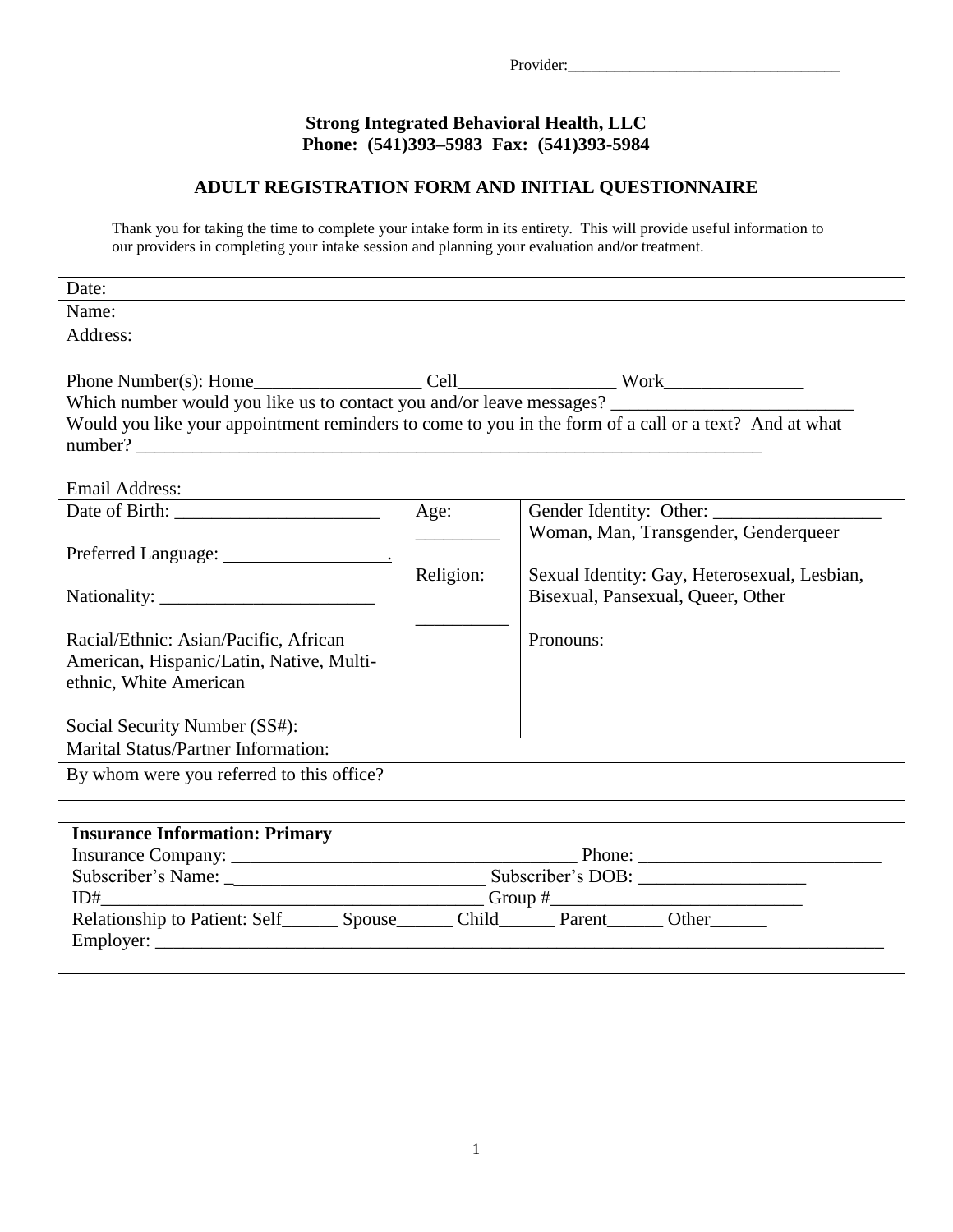Provider:\_\_\_\_\_\_\_\_\_\_\_\_\_\_\_\_\_\_\_\_\_\_\_\_\_\_\_\_\_\_\_\_\_\_\_

**Strong Integrated Behavioral Health, LLC**
**Phone: (541)393–5983 Fax: (541)393-5984**

## ADULT REGISTRATION FORM AND INITIAL QUESTIONNAIRE

Thank you for taking the time to complete your intake form in its entirety. This will provide useful information to our providers in completing your intake session and planning your evaluation and/or treatment.

| | | |
|---|---|---|
| Date: | | |
| Name: | | |
| Address: | | |
| Phone Number(s): Home\_\_\_\_\_\_\_\_\_\_\_\_\_\_\_\_\_\_ Cell\_\_\_\_\_\_\_\_\_\_\_\_\_\_\_\_\_ Work\_\_\_\_\_\_\_\_\_\_\_\_\_\_\_\_<br>Which number would you like us to contact you and/or leave messages? \_\_\_\_\_\_\_\_\_\_\_\_\_\_\_\_\_\_\_\_\_\_\_\_\_\_<br>Would you like your appointment reminders to come to you in the form of a call or a text? And at what number? \_\_\_\_\_\_\_\_\_\_\_\_\_\_\_\_\_\_\_\_\_\_\_\_\_\_\_\_\_\_\_\_\_\_\_\_\_\_\_\_\_\_\_\_\_\_\_\_\_\_\_\_\_\_\_\_\_\_\_\_\_\_\_\_\_\_\_\_<br><br>Email Address: | | |
| Date of Birth: \_\_\_\_\_\_\_\_\_\_\_\_\_\_\_\_\_\_\_\_\_\_<br><br>Preferred Language: \_\_\_\_\_\_\_\_\_\_\_\_\_\_\_\_\_\_.<br><br>Nationality: \_\_\_\_\_\_\_\_\_\_\_\_\_\_\_\_\_\_\_\_\_\_\_\_<br><br>Racial/Ethnic: Asian/Pacific, African American, Hispanic/Latin, Native, Multi-ethnic, White American | Age: \_\_\_\_\_\_\_\_\_<br><br>Religion: \_\_\_\_\_\_\_\_\_\_ | Gender Identity: Other: \_\_\_\_\_\_\_\_\_\_\_\_\_\_\_\_\_\_\_<br>Woman, Man, Transgender, Genderqueer<br><br>Sexual Identity: Gay, Heterosexual, Lesbian, Bisexual, Pansexual, Queer, Other<br><br>Pronouns: |
| Social Security Number (SS#): | | |
| Marital Status/Partner Information: | | |
| By whom were you referred to this office? | | |

**Insurance Information: Primary**

Insurance Company: \_\_\_\_\_\_\_\_\_\_\_\_\_\_\_\_\_\_\_\_\_\_\_\_\_\_\_\_\_\_\_\_\_\_\_\_\_\_ Phone: \_\_\_\_\_\_\_\_\_\_\_\_\_\_\_\_\_\_\_\_\_\_\_\_\_\_

Subscriber's Name: \_\_\_\_\_\_\_\_\_\_\_\_\_\_\_\_\_\_\_\_\_\_\_\_\_\_\_\_ Subscriber's DOB: \_\_\_\_\_\_\_\_\_\_\_\_\_\_\_\_\_\_

ID#\_\_\_\_\_\_\_\_\_\_\_\_\_\_\_\_\_\_\_\_\_\_\_\_\_\_\_\_\_\_\_\_\_\_\_\_\_\_\_\_\_\_\_\_ Group #\_\_\_\_\_\_\_\_\_\_\_\_\_\_\_\_\_\_\_\_\_\_\_\_\_\_\_\_

Relationship to Patient: Self\_\_\_\_\_\_ Spouse\_\_\_\_\_\_ Child\_\_\_\_\_\_ Parent\_\_\_\_\_\_ Other\_\_\_\_\_\_

Employer: \_\_\_\_\_\_\_\_\_\_\_\_\_\_\_\_\_\_\_\_\_\_\_\_\_\_\_\_\_\_\_\_\_\_\_\_\_\_\_\_\_\_\_\_\_\_\_\_\_\_\_\_\_\_\_\_\_\_\_\_\_\_\_\_\_\_\_\_\_\_\_\_\_\_\_\_\_\_\_\_\_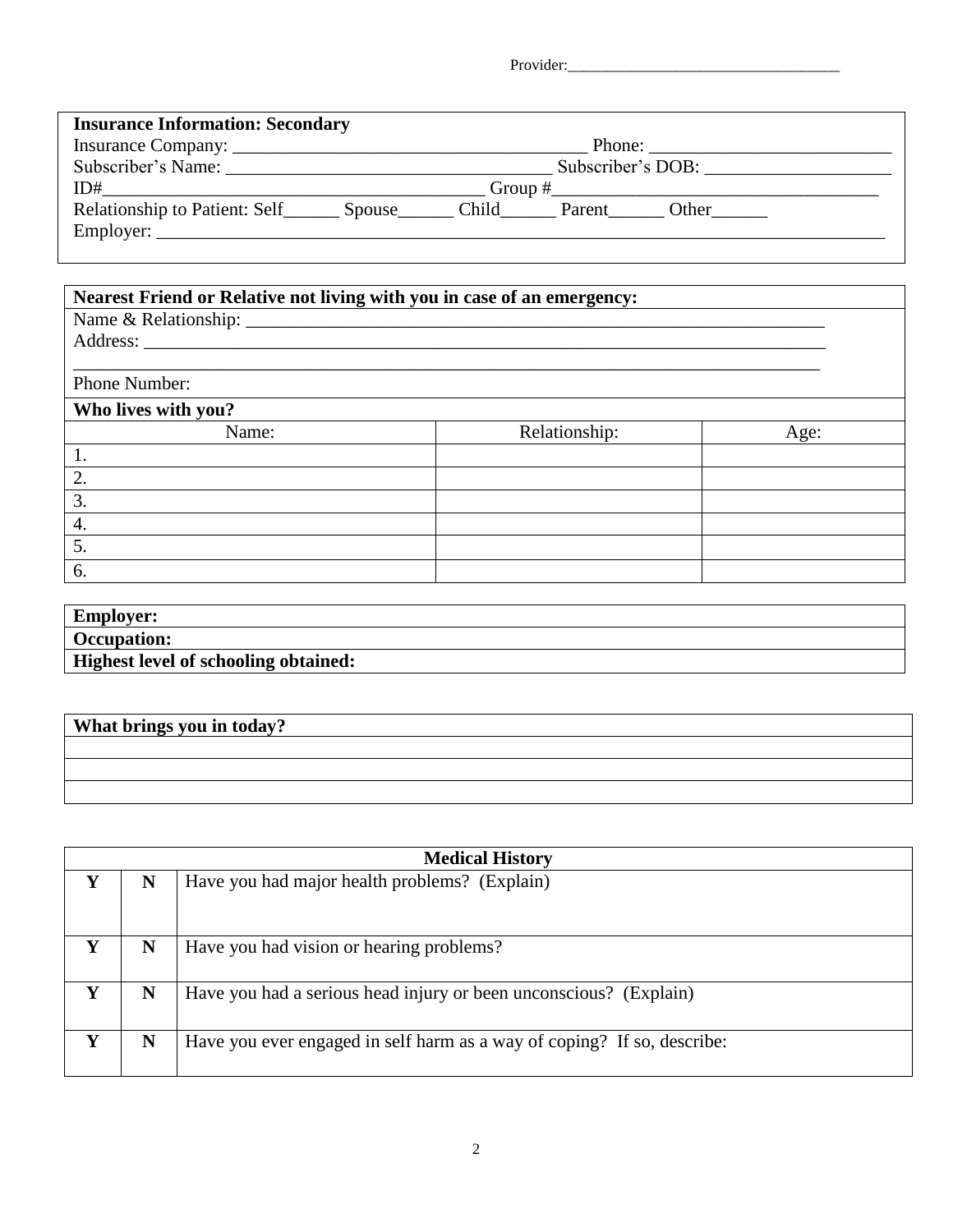Provider:___________________________________

**Insurance Information: Secondary**

Insurance Company: ______________________________________ Phone: __________________________

Subscriber's Name: ___________________________________ Subscriber's DOB: ____________________

ID#________________________________________ Group #___________________________________

Relationship to Patient: Self______ Spouse______ Child______ Parent______ Other______

Employer: ______________________________________________________________________________

**Nearest Friend or Relative not living with you in case of an emergency:**

Name & Relationship: ______________________________________________________________

Address: ________________________________________________________________________

_______________________________________________________________________________

Phone Number:

**Who lives with you?**

| Name: | Relationship: | Age: |
|---|---|---|
| 1. | | |
| 2. | | |
| 3. | | |
| 4. | | |
| 5. | | |
| 6. | | |

**Employer:**

**Occupation:**

**Highest level of schooling obtained:**

**What brings you in today?**

| |
|---|
| |
| |
| |

| | | Medical History |
|---|---|---|
| **Y** | **N** | Have you had major health problems? (Explain) |
| **Y** | **N** | Have you had vision or hearing problems? |
| **Y** | **N** | Have you had a serious head injury or been unconscious? (Explain) |
| **Y** | **N** | Have you ever engaged in self harm as a way of coping? If so, describe: |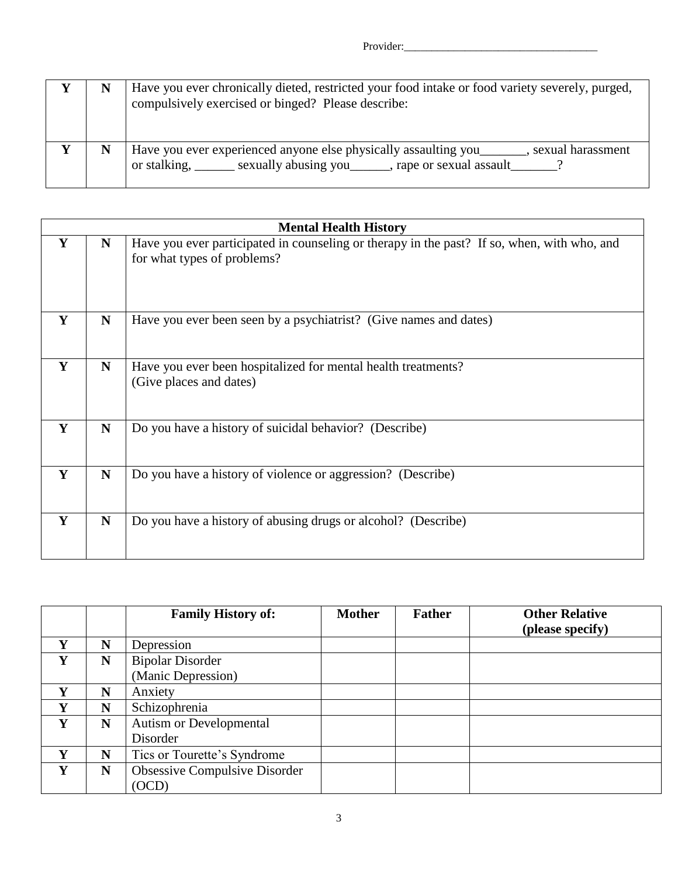Provider:___________________________________

| Y | N | Have you ever chronically dieted, restricted your food intake or food variety severely, purged, compulsively exercised or binged? Please describe: |
|---|---|---|
| **Y** | **N** | Have you ever experienced anyone else physically assaulting you_______, sexual harassment or stalking, ______ sexually abusing you______, rape or sexual assault_______? |

| | | **Mental Health History** |
|---|---|---|
| **Y** | **N** | Have you ever participated in counseling or therapy in the past? If so, when, with who, and for what types of problems? |
| **Y** | **N** | Have you ever been seen by a psychiatrist? (Give names and dates) |
| **Y** | **N** | Have you ever been hospitalized for mental health treatments? (Give places and dates) |
| **Y** | **N** | Do you have a history of suicidal behavior? (Describe) |
| **Y** | **N** | Do you have a history of violence or aggression? (Describe) |
| **Y** | **N** | Do you have a history of abusing drugs or alcohol? (Describe) |

| | | **Family History of:** | **Mother** | **Father** | **Other Relative (please specify)** |
|---|---|---|---|---|---|
| **Y** | **N** | Depression | | | |
| **Y** | **N** | Bipolar Disorder (Manic Depression) | | | |
| **Y** | **N** | Anxiety | | | |
| **Y** | **N** | Schizophrenia | | | |
| **Y** | **N** | Autism or Developmental Disorder | | | |
| **Y** | **N** | Tics or Tourette's Syndrome | | | |
| **Y** | **N** | Obsessive Compulsive Disorder (OCD) | | | |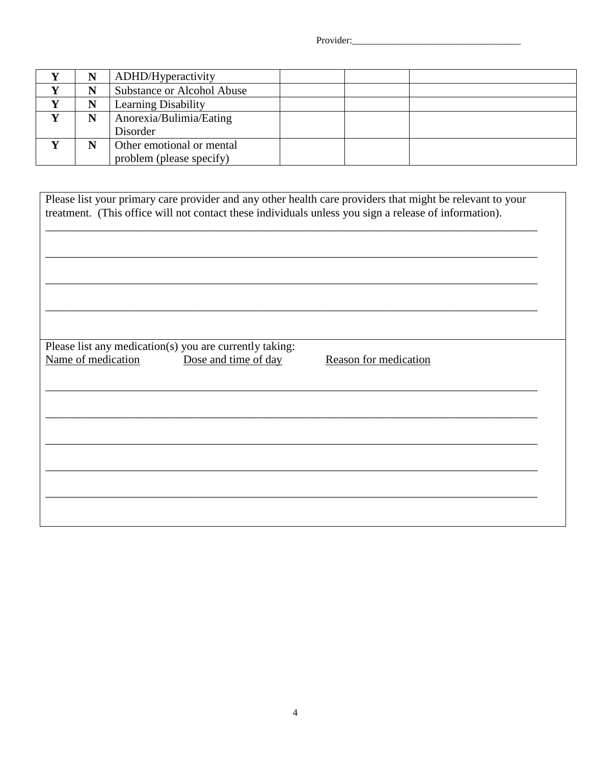Provider:___________________________________

| | | | | | |
|---|---|---|---|---|---|
| **Y** | **N** | ADHD/Hyperactivity | | | |
| **Y** | **N** | Substance or Alcohol Abuse | | | |
| **Y** | **N** | Learning Disability | | | |
| **Y** | **N** | Anorexia/Bulimia/Eating Disorder | | | |
| **Y** | **N** | Other emotional or mental problem (please specify) | | | |

Please list your primary care provider and any other health care providers that might be relevant to your treatment. (This office will not contact these individuals unless you sign a release of information).

_____________________________________________________________________________________

_____________________________________________________________________________________

_____________________________________________________________________________________

_____________________________________________________________________________________

Please list any medication(s) you are currently taking:

Name of medication &nbsp;&nbsp;&nbsp;&nbsp;&nbsp;&nbsp;&nbsp;&nbsp; Dose and time of day &nbsp;&nbsp;&nbsp;&nbsp;&nbsp;&nbsp;&nbsp;&nbsp; Reason for medication

_____________________________________________________________________________________

_____________________________________________________________________________________

_____________________________________________________________________________________

_____________________________________________________________________________________

_____________________________________________________________________________________